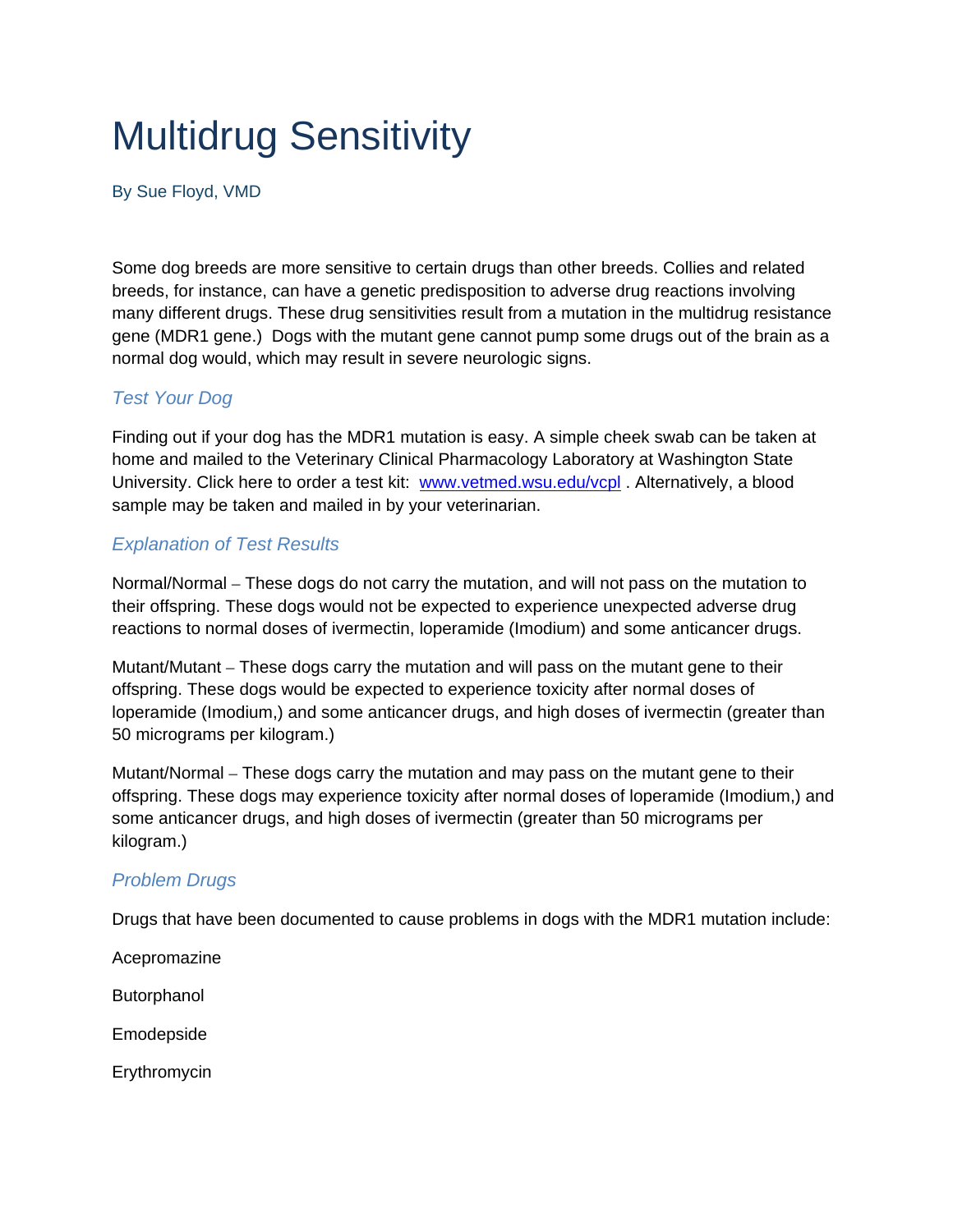# Multidrug Sensitivity

By Sue Floyd, VMD

Some dog breeds are more sensitive to certain drugs than other breeds. Collies and related breeds, for instance, can have a genetic predisposition to adverse drug reactions involving many different drugs. These drug sensitivities result from a mutation in the multidrug resistance gene (MDR1 gene.) Dogs with the mutant gene cannot pump some drugs out of the brain as a normal dog would, which may result in severe neurologic signs.

### *Test Your Dog*

Finding out if your dog has the MDR1 mutation is easy. A simple cheek swab can be taken at home and mailed to the Veterinary Clinical Pharmacology Laboratory at Washington State University. Click here to order a test kit: [www.vetmed.wsu.edu/vcpl](http://www.vetmed.wsu.edu/vcpl) . Alternatively, a blood sample may be taken and mailed in by your veterinarian.

### *Explanation of Test Results*

Normal/Normal – These dogs do not carry the mutation, and will not pass on the mutation to their offspring. These dogs would not be expected to experience unexpected adverse drug reactions to normal doses of ivermectin, loperamide (Imodium) and some anticancer drugs.

Mutant/Mutant – These dogs carry the mutation and will pass on the mutant gene to their offspring. These dogs would be expected to experience toxicity after normal doses of loperamide (Imodium,) and some anticancer drugs, and high doses of ivermectin (greater than 50 micrograms per kilogram.)

Mutant/Normal – These dogs carry the mutation and may pass on the mutant gene to their offspring. These dogs may experience toxicity after normal doses of loperamide (Imodium,) and some anticancer drugs, and high doses of ivermectin (greater than 50 micrograms per kilogram.)

### *Problem Drugs*

Drugs that have been documented to cause problems in dogs with the MDR1 mutation include:

Acepromazine

Butorphanol

Emodepside

Erythromycin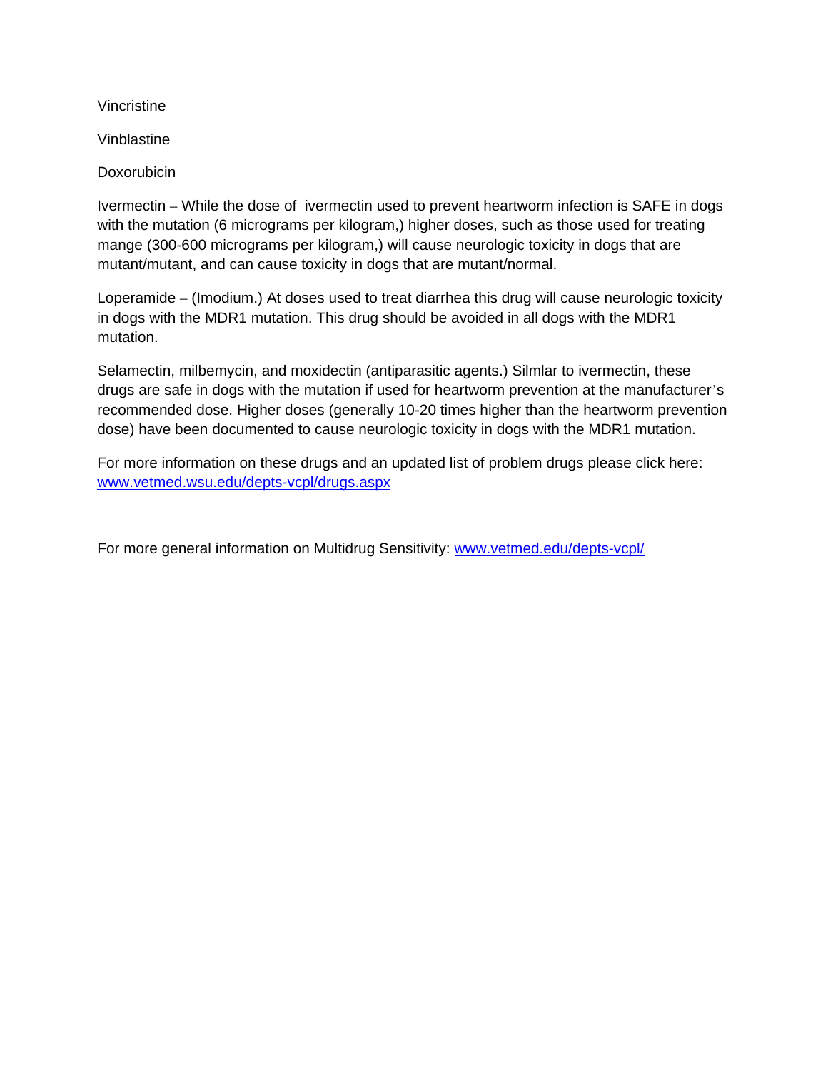Vincristine

Vinblastine

Doxorubicin

Ivermectin – While the dose of ivermectin used to prevent heartworm infection is SAFE in dogs with the mutation (6 micrograms per kilogram,) higher doses, such as those used for treating mange (300-600 micrograms per kilogram,) will cause neurologic toxicity in dogs that are mutant/mutant, and can cause toxicity in dogs that are mutant/normal.

Loperamide – (Imodium.) At doses used to treat diarrhea this drug will cause neurologic toxicity in dogs with the MDR1 mutation. This drug should be avoided in all dogs with the MDR1 mutation.

Selamectin, milbemycin, and moxidectin (antiparasitic agents.) Silmlar to ivermectin, these drugs are safe in dogs with the mutation if used for heartworm prevention at the manufacturer's recommended dose. Higher doses (generally 10-20 times higher than the heartworm prevention dose) have been documented to cause neurologic toxicity in dogs with the MDR1 mutation.

For more information on these drugs and an updated list of problem drugs please click here: [www.vetmed.wsu.edu/depts-vcpl/drugs.aspx](www.vetmed.wsu.edu/depts-vcpl/drugs.aspx)

For more general information on Multidrug Sensitivity: [www.vetmed.edu/depts-vcpl/](www.vetmed.edu/depts-vcpl/)